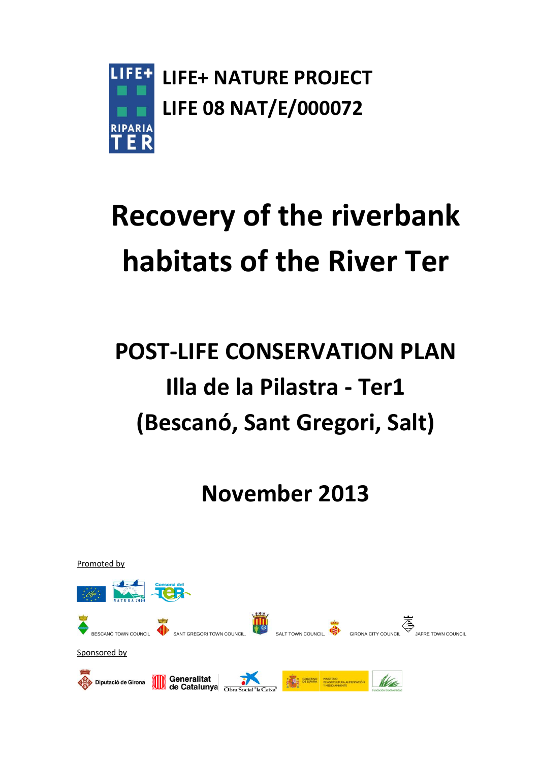LIFE+ RIPARIA TER

**LIFE+ NATURE PROJECT**
**LIFE 08 NAT/E/000072**

# Recovery of the riverbank habitats of the River Ter

## POST-LIFE CONSERVATION PLAN
## Illa de la Pilastra - Ter1
## (Bescanó, Sant Gregori, Salt)

## November 2013

Promoted by

Consorci del Ter

BESCANÓ TOWN COUNCIL SANT GREGORI TOWN COUNCIL. SALT TOWN COUNCIL. GIRONA CITY COUNCIL JAFRE TOWN COUNCIL

Sponsored by

Diputació de Girona Generalitat de Catalunya Obra Social "la Caixa" GOBIERNO DE ESPAÑA MINISTERIO DE AGRICULTURA, ALIMENTACIÓN Y MEDIO AMBIENTE Fundación Biodiversidad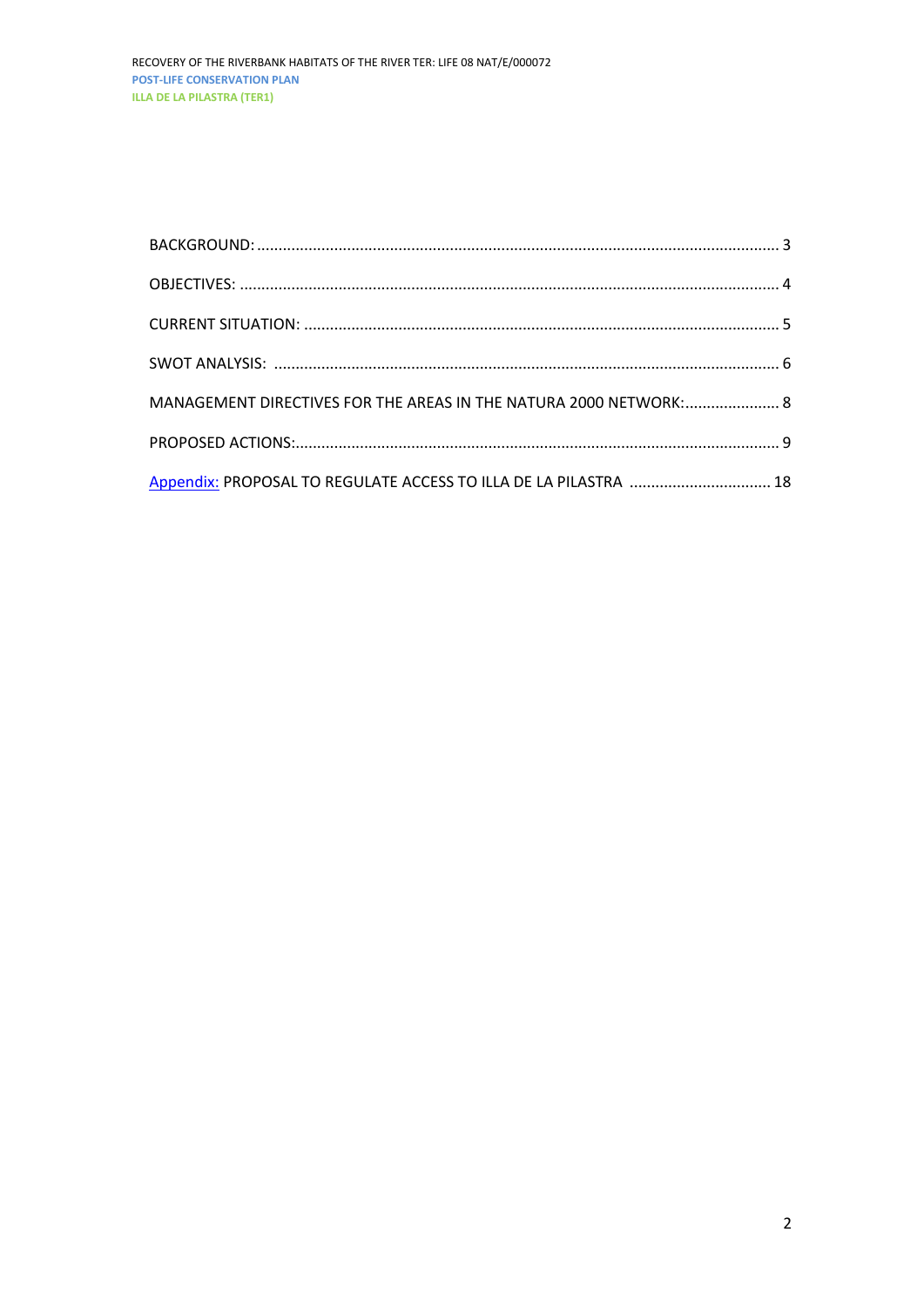BACKGROUND: ........................................................................................................................ 3

OBJECTIVES: ........................................................................................................................... 4

CURRENT SITUATION: ............................................................................................................. 5

SWOT ANALYSIS: .................................................................................................................... 6

MANAGEMENT DIRECTIVES FOR THE AREAS IN THE NATURA 2000 NETWORK: ...................... 8

PROPOSED ACTIONS: ............................................................................................................... 9

Appendix: PROPOSAL TO REGULATE ACCESS TO ILLA DE LA PILASTRA ................................ 18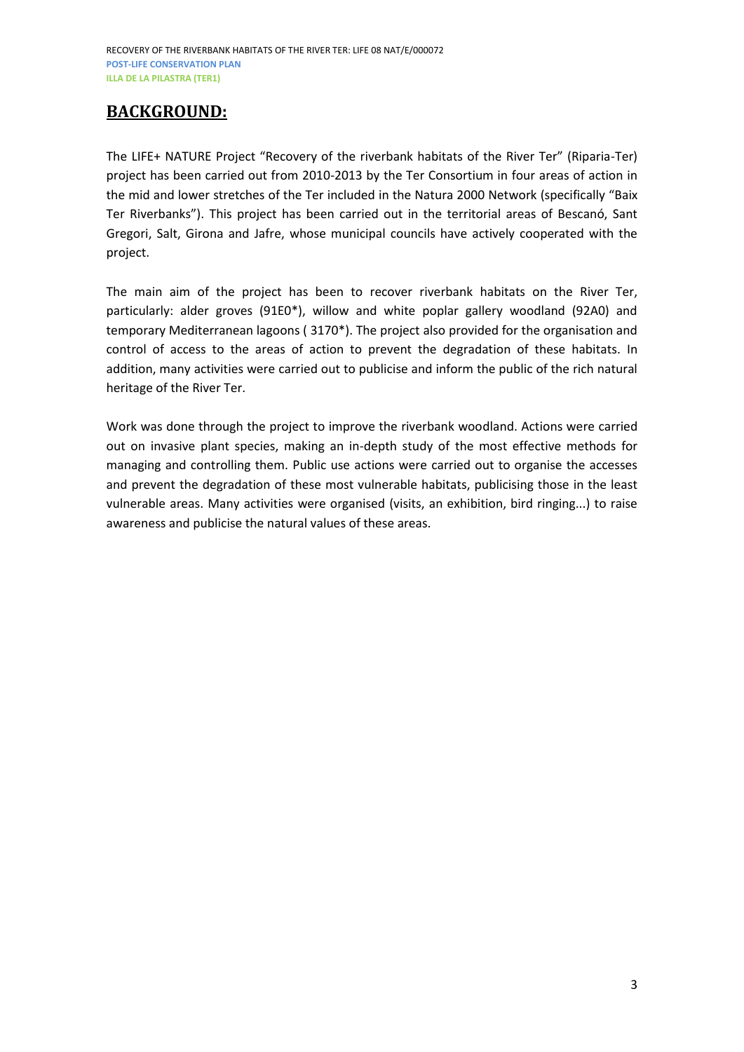## BACKGROUND:

The LIFE+ NATURE Project "Recovery of the riverbank habitats of the River Ter" (Riparia-Ter) project has been carried out from 2010-2013 by the Ter Consortium in four areas of action in the mid and lower stretches of the Ter included in the Natura 2000 Network (specifically "Baix Ter Riverbanks"). This project has been carried out in the territorial areas of Bescanó, Sant Gregori, Salt, Girona and Jafre, whose municipal councils have actively cooperated with the project.

The main aim of the project has been to recover riverbank habitats on the River Ter, particularly: alder groves (91E0*), willow and white poplar gallery woodland (92A0) and temporary Mediterranean lagoons ( 3170*). The project also provided for the organisation and control of access to the areas of action to prevent the degradation of these habitats. In addition, many activities were carried out to publicise and inform the public of the rich natural heritage of the River Ter.

Work was done through the project to improve the riverbank woodland. Actions were carried out on invasive plant species, making an in-depth study of the most effective methods for managing and controlling them. Public use actions were carried out to organise the accesses and prevent the degradation of these most vulnerable habitats, publicising those in the least vulnerable areas. Many activities were organised (visits, an exhibition, bird ringing...) to raise awareness and publicise the natural values of these areas.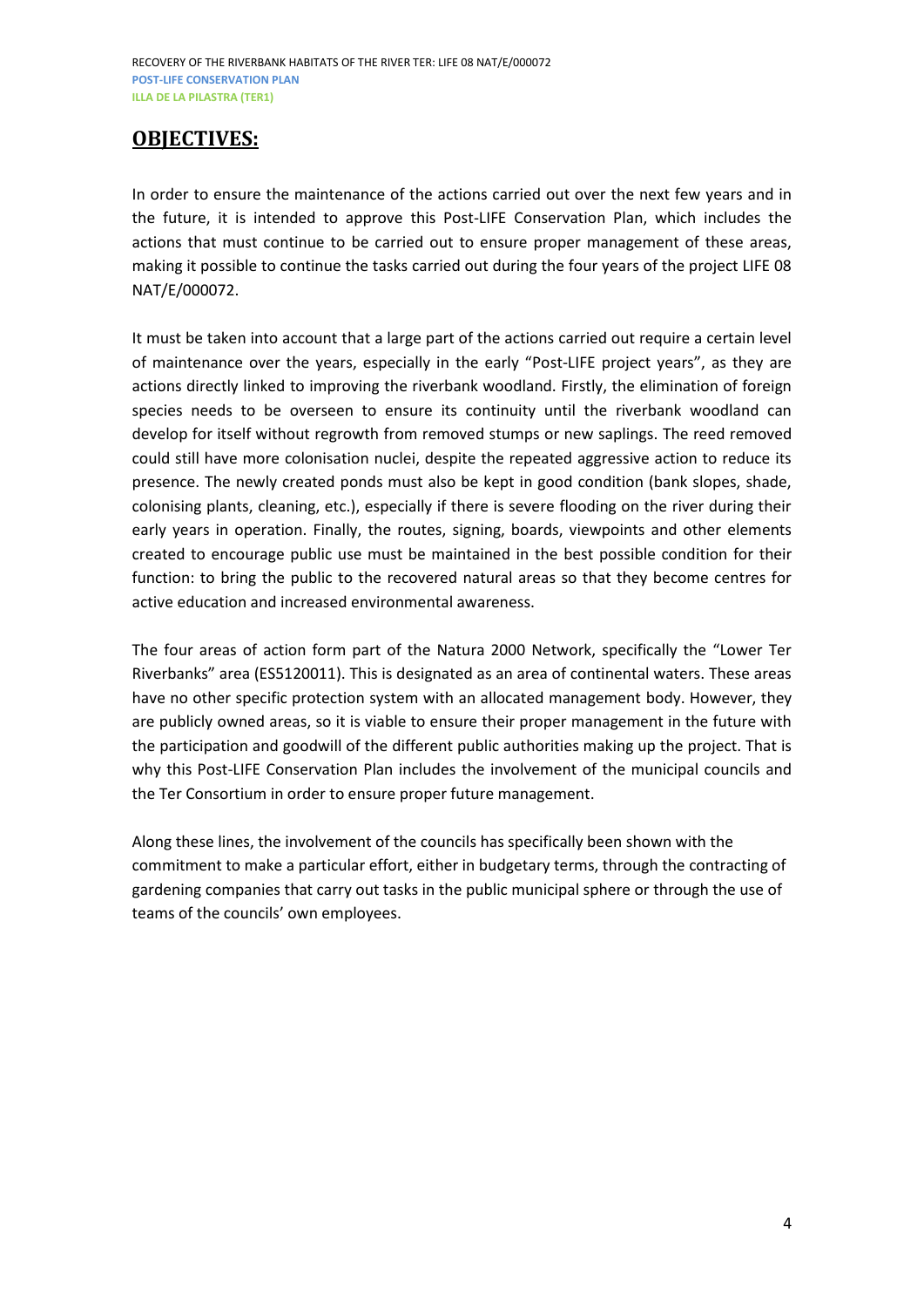## OBJECTIVES:

In order to ensure the maintenance of the actions carried out over the next few years and in the future, it is intended to approve this Post-LIFE Conservation Plan, which includes the actions that must continue to be carried out to ensure proper management of these areas, making it possible to continue the tasks carried out during the four years of the project LIFE 08 NAT/E/000072.

It must be taken into account that a large part of the actions carried out require a certain level of maintenance over the years, especially in the early "Post-LIFE project years", as they are actions directly linked to improving the riverbank woodland. Firstly, the elimination of foreign species needs to be overseen to ensure its continuity until the riverbank woodland can develop for itself without regrowth from removed stumps or new saplings. The reed removed could still have more colonisation nuclei, despite the repeated aggressive action to reduce its presence. The newly created ponds must also be kept in good condition (bank slopes, shade, colonising plants, cleaning, etc.), especially if there is severe flooding on the river during their early years in operation. Finally, the routes, signing, boards, viewpoints and other elements created to encourage public use must be maintained in the best possible condition for their function: to bring the public to the recovered natural areas so that they become centres for active education and increased environmental awareness.

The four areas of action form part of the Natura 2000 Network, specifically the "Lower Ter Riverbanks" area (ES5120011). This is designated as an area of continental waters. These areas have no other specific protection system with an allocated management body. However, they are publicly owned areas, so it is viable to ensure their proper management in the future with the participation and goodwill of the different public authorities making up the project. That is why this Post-LIFE Conservation Plan includes the involvement of the municipal councils and the Ter Consortium in order to ensure proper future management.

Along these lines, the involvement of the councils has specifically been shown with the commitment to make a particular effort, either in budgetary terms, through the contracting of gardening companies that carry out tasks in the public municipal sphere or through the use of teams of the councils' own employees.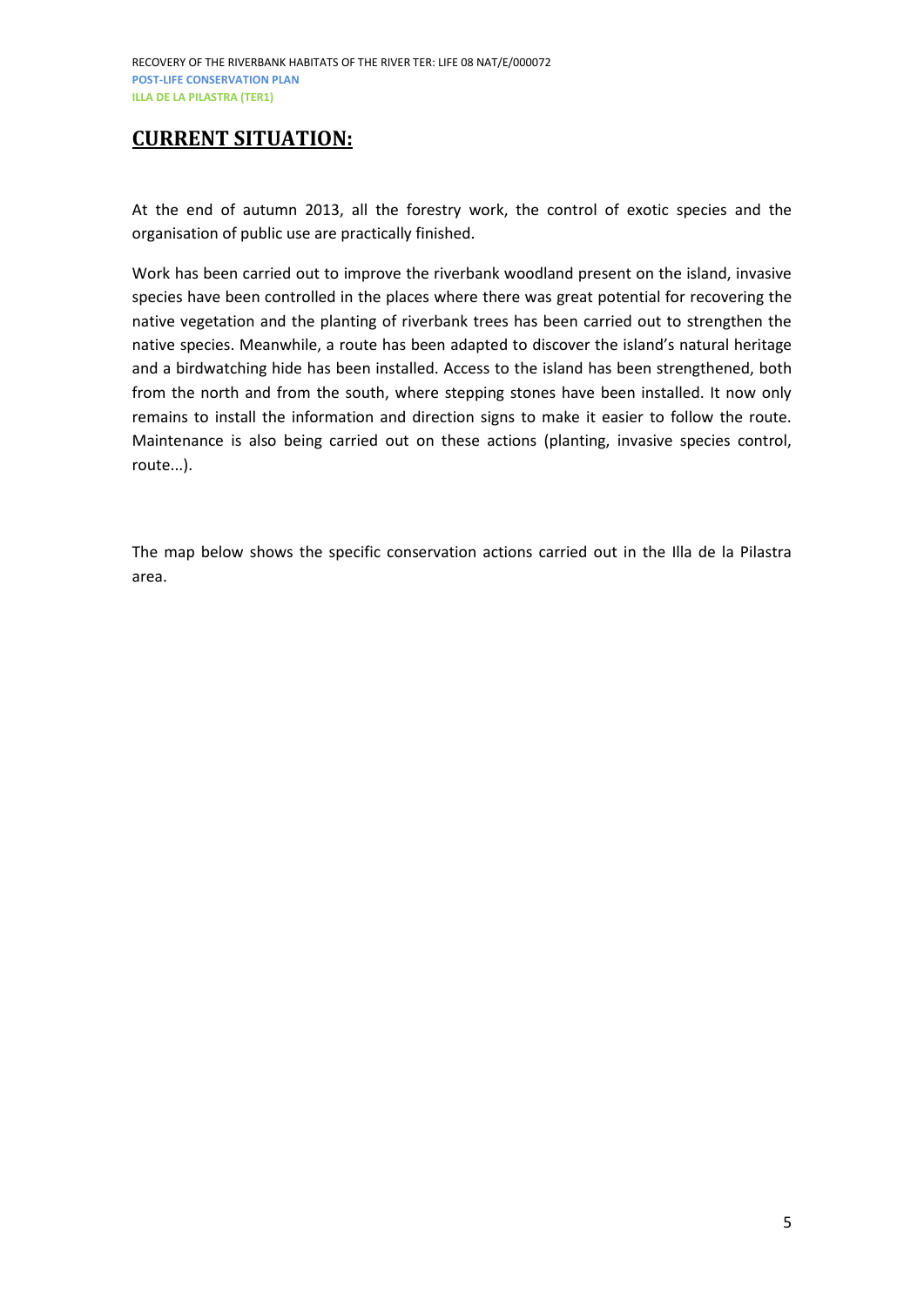## CURRENT SITUATION:

At the end of autumn 2013, all the forestry work, the control of exotic species and the organisation of public use are practically finished.

Work has been carried out to improve the riverbank woodland present on the island, invasive species have been controlled in the places where there was great potential for recovering the native vegetation and the planting of riverbank trees has been carried out to strengthen the native species. Meanwhile, a route has been adapted to discover the island's natural heritage and a birdwatching hide has been installed. Access to the island has been strengthened, both from the north and from the south, where stepping stones have been installed. It now only remains to install the information and direction signs to make it easier to follow the route. Maintenance is also being carried out on these actions (planting, invasive species control, route...).

The map below shows the specific conservation actions carried out in the Illa de la Pilastra area.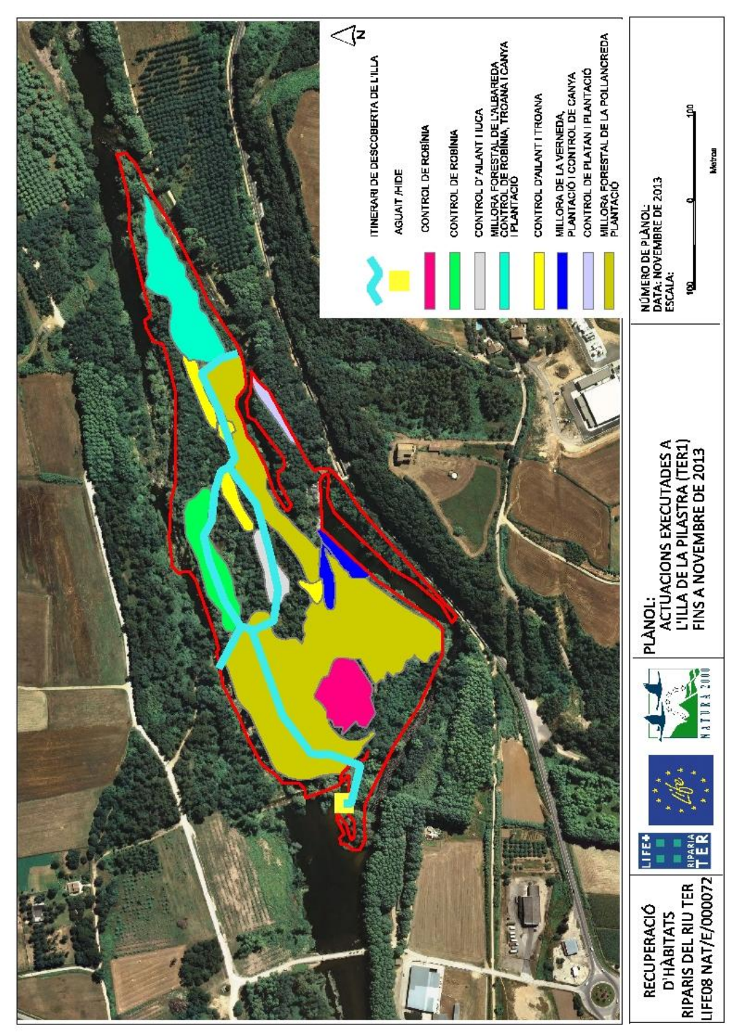ITINERARI DE DESCOBERTA DE L'ILLA

AGUAIT /HIDE

CONTROL DE ROBÍNIA

CONTROL DE ROBÍNIA

CONTROL D'AILANT I IUCA

MILLORA FORESTAL DE L'ALBAREDA CONTROL DE ROBÍNIA, TROANA I CANYA I PLANTACIÓ

CONTROL D'AILANT I TROANA

MILLORA DE LA VERNEDA, PLANTACIÓ I CONTROL DE CANYA

CONTROL DE PLATAN I PLANTACIÓ

MILLORA FORESTAL DE LA POLLANCREDA I PLANTACIÓ

RECUPERACIÓ D'HÀBITATS RIPARIS DEL RIU TER LIFE08 NAT/E/000072

PLÀNOL: ACTUACIONS EXECUTADES A L'ILLA DE LA PILASTRA (TER1) FINS A NOVEMBRE DE 2013

NÚMERO DE PLÀNOL:
DATA: NOVEMBRE DE 2013
ESCALA:

100 0 100

Metres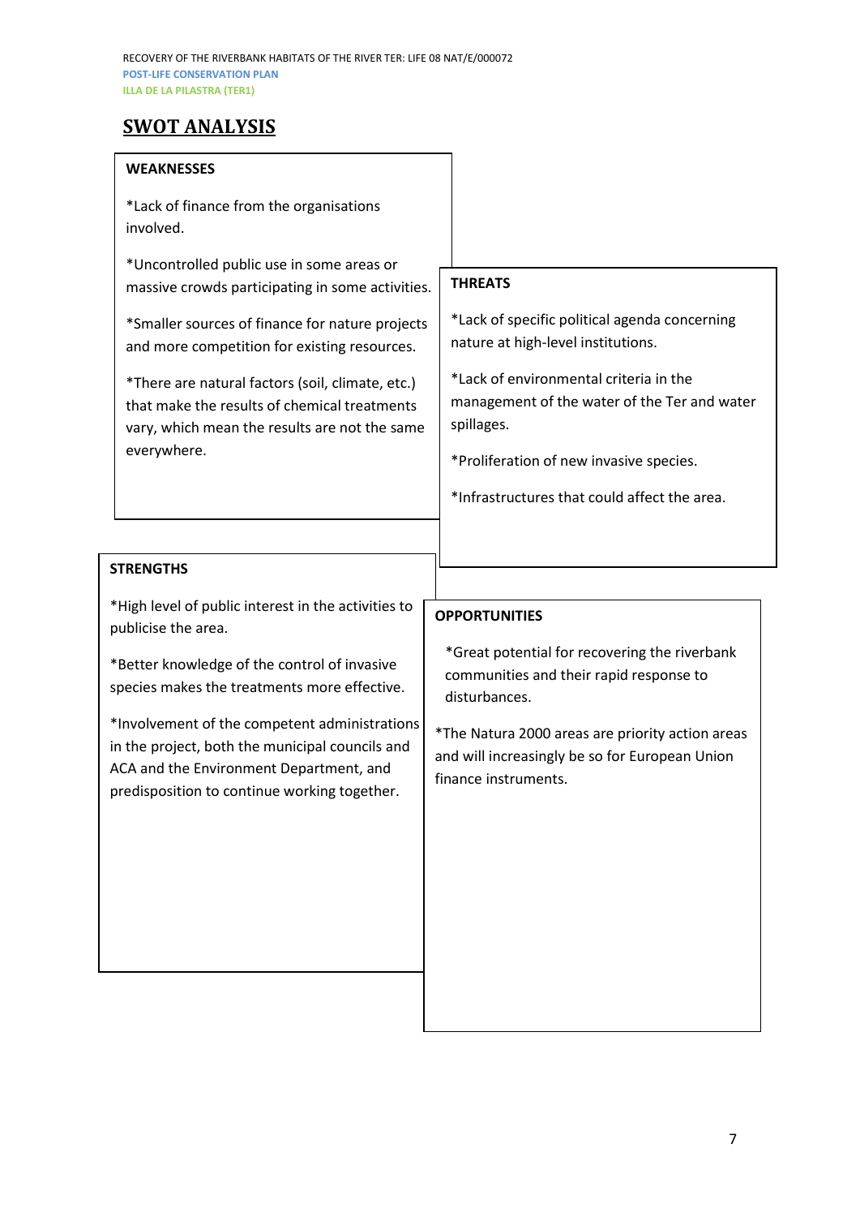# SWOT ANALYSIS

**WEAKNESSES**

*Lack of finance from the organisations involved.

*Uncontrolled public use in some areas or massive crowds participating in some activities.

*Smaller sources of finance for nature projects and more competition for existing resources.

*There are natural factors (soil, climate, etc.) that make the results of chemical treatments vary, which mean the results are not the same everywhere.

**THREATS**

*Lack of specific political agenda concerning nature at high-level institutions.

*Lack of environmental criteria in the management of the water of the Ter and water spillages.

*Proliferation of new invasive species.

*Infrastructures that could affect the area.

**STRENGTHS**

*High level of public interest in the activities to publicise the area.

*Better knowledge of the control of invasive species makes the treatments more effective.

*Involvement of the competent administrations in the project, both the municipal councils and ACA and the Environment Department, and predisposition to continue working together.

**OPPORTUNITIES**

*Great potential for recovering the riverbank communities and their rapid response to disturbances.

*The Natura 2000 areas are priority action areas and will increasingly be so for European Union finance instruments.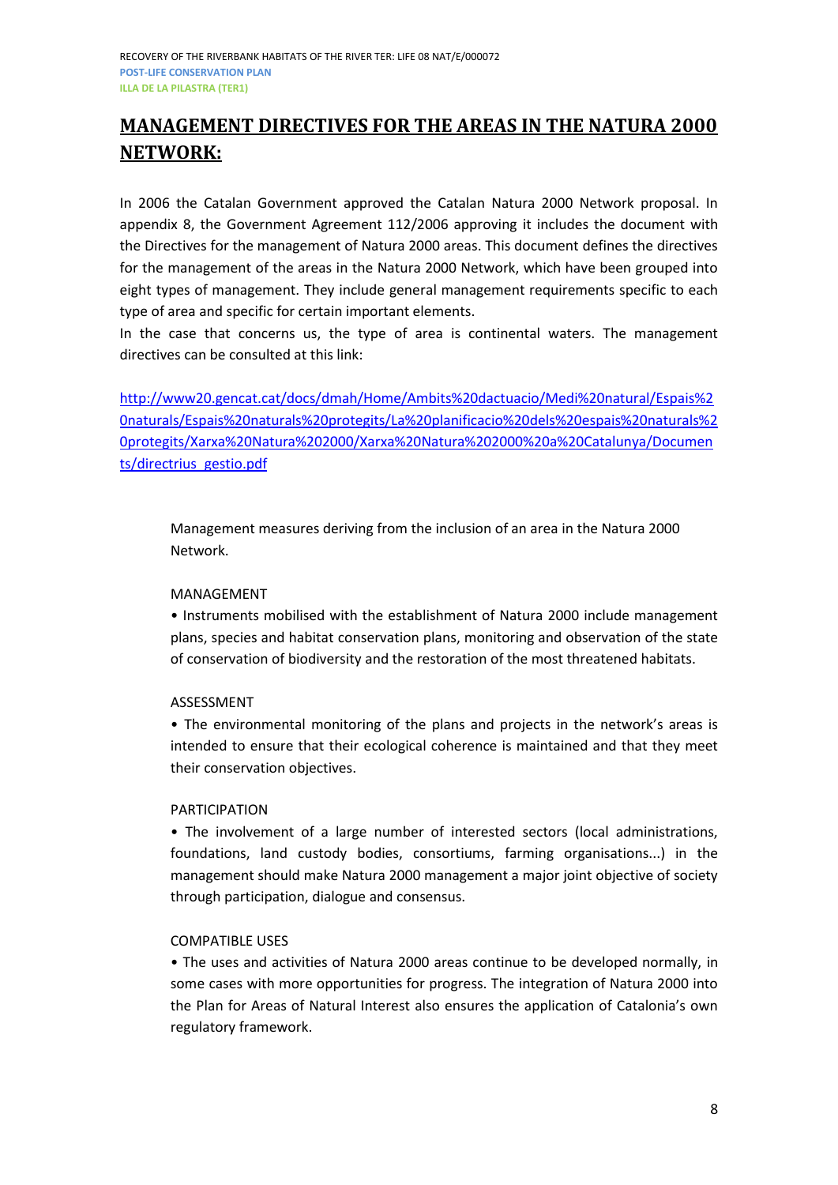## MANAGEMENT DIRECTIVES FOR THE AREAS IN THE NATURA 2000 NETWORK:

In 2006 the Catalan Government approved the Catalan Natura 2000 Network proposal. In appendix 8, the Government Agreement 112/2006 approving it includes the document with the Directives for the management of Natura 2000 areas. This document defines the directives for the management of the areas in the Natura 2000 Network, which have been grouped into eight types of management. They include general management requirements specific to each type of area and specific for certain important elements.

In the case that concerns us, the type of area is continental waters. The management directives can be consulted at this link:

http://www20.gencat.cat/docs/dmah/Home/Ambits%20dactuacio/Medi%20natural/Espais%20naturals/Espais%20naturals%20protegits/La%20planificacio%20dels%20espais%20naturals%20protegits/Xarxa%20Natura%202000/Xarxa%20Natura%202000%20a%20Catalunya/Documents/directrius_gestio.pdf

Management measures deriving from the inclusion of an area in the Natura 2000 Network.

MANAGEMENT

• Instruments mobilised with the establishment of Natura 2000 include management plans, species and habitat conservation plans, monitoring and observation of the state of conservation of biodiversity and the restoration of the most threatened habitats.

ASSESSMENT

• The environmental monitoring of the plans and projects in the network's areas is intended to ensure that their ecological coherence is maintained and that they meet their conservation objectives.

PARTICIPATION

• The involvement of a large number of interested sectors (local administrations, foundations, land custody bodies, consortiums, farming organisations...) in the management should make Natura 2000 management a major joint objective of society through participation, dialogue and consensus.

COMPATIBLE USES

• The uses and activities of Natura 2000 areas continue to be developed normally, in some cases with more opportunities for progress. The integration of Natura 2000 into the Plan for Areas of Natural Interest also ensures the application of Catalonia's own regulatory framework.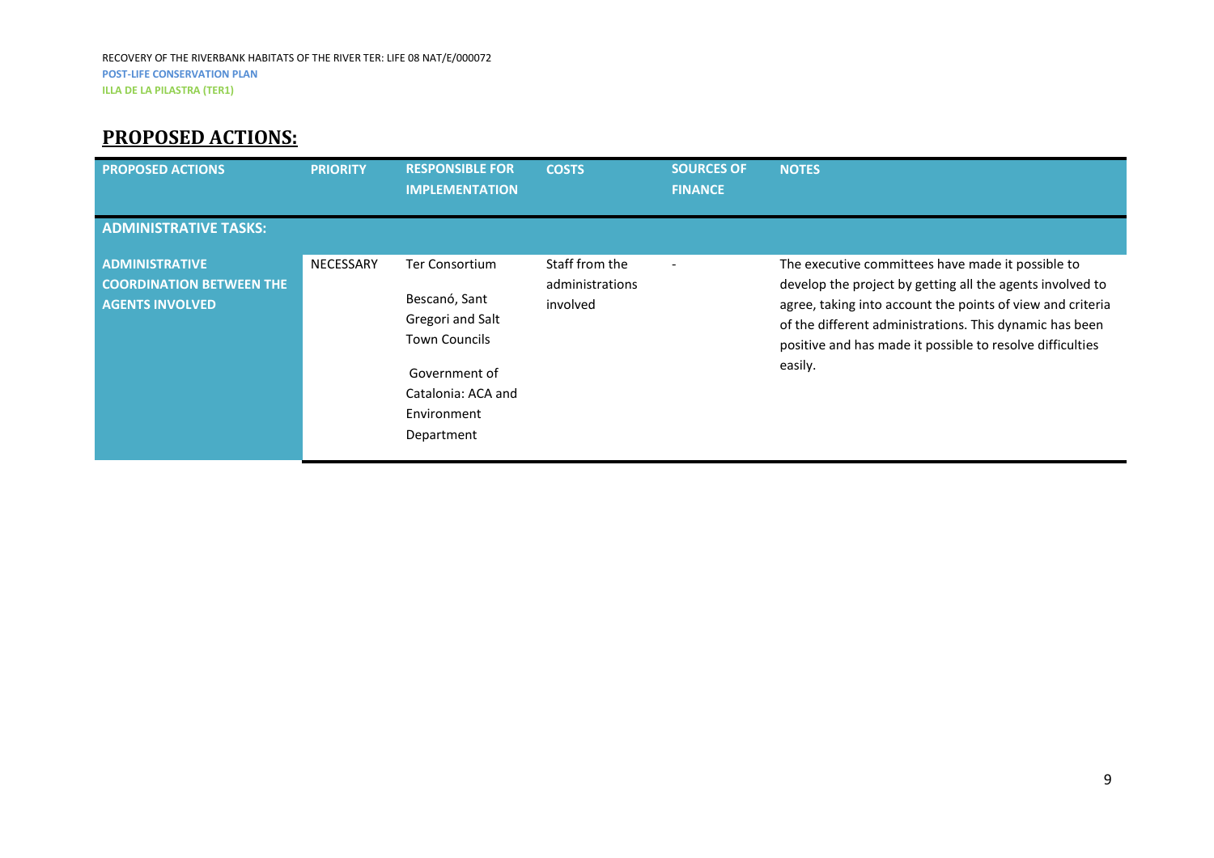## PROPOSED ACTIONS:

| PROPOSED ACTIONS | PRIORITY | RESPONSIBLE FOR IMPLEMENTATION | COSTS | SOURCES OF FINANCE | NOTES |
|---|---|---|---|---|---|
| **ADMINISTRATIVE TASKS:** | | | | | |
| **ADMINISTRATIVE COORDINATION BETWEEN THE AGENTS INVOLVED** | NECESSARY | Ter Consortium<br><br>Bescanó, Sant Gregori and Salt Town Councils<br><br>Government of Catalonia: ACA and Environment Department | Staff from the administrations involved | - | The executive committees have made it possible to develop the project by getting all the agents involved to agree, taking into account the points of view and criteria of the different administrations. This dynamic has been positive and has made it possible to resolve difficulties easily. |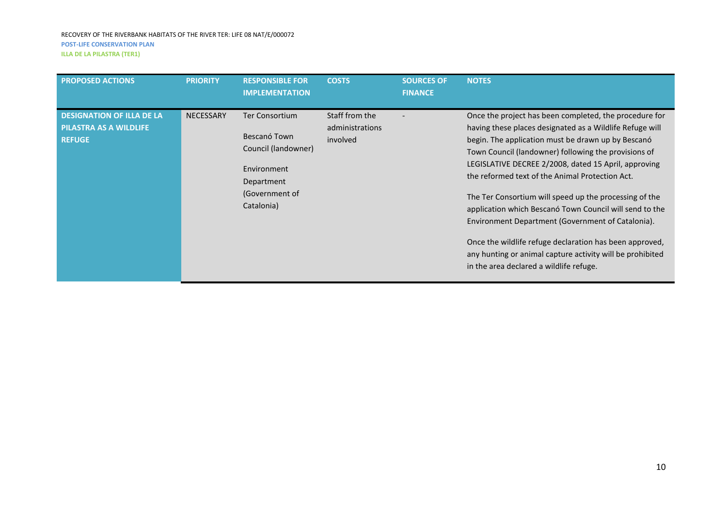| PROPOSED ACTIONS | PRIORITY | RESPONSIBLE FOR IMPLEMENTATION | COSTS | SOURCES OF FINANCE | NOTES |
|---|---|---|---|---|---|
| **DESIGNATION OF ILLA DE LA PILASTRA AS A WILDLIFE REFUGE** | NECESSARY | Ter Consortium<br><br>Bescanó Town Council (landowner)<br><br>Environment Department (Government of Catalonia) | Staff from the administrations involved | - | Once the project has been completed, the procedure for having these places designated as a Wildlife Refuge will begin. The application must be drawn up by Bescanó Town Council (landowner) following the provisions of LEGISLATIVE DECREE 2/2008, dated 15 April, approving the reformed text of the Animal Protection Act.<br><br>The Ter Consortium will speed up the processing of the application which Bescanó Town Council will send to the Environment Department (Government of Catalonia).<br><br>Once the wildlife refuge declaration has been approved, any hunting or animal capture activity will be prohibited in the area declared a wildlife refuge. |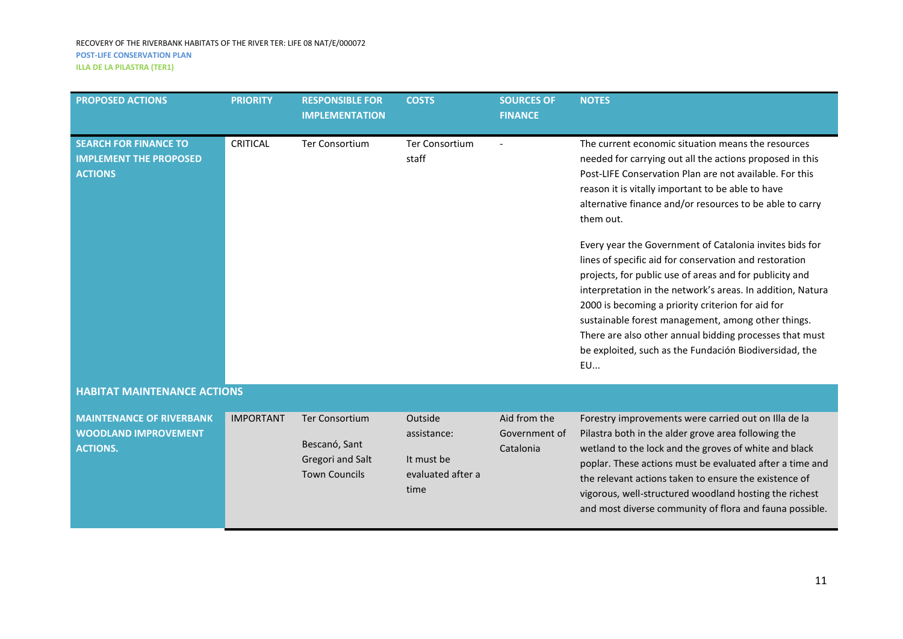| PROPOSED ACTIONS | PRIORITY | RESPONSIBLE FOR IMPLEMENTATION | COSTS | SOURCES OF FINANCE | NOTES |
|---|---|---|---|---|---|
| **SEARCH FOR FINANCE TO IMPLEMENT THE PROPOSED ACTIONS** | CRITICAL | Ter Consortium | Ter Consortium staff | - | The current economic situation means the resources needed for carrying out all the actions proposed in this Post-LIFE Conservation Plan are not available. For this reason it is vitally important to be able to have alternative finance and/or resources to be able to carry them out.<br><br>Every year the Government of Catalonia invites bids for lines of specific aid for conservation and restoration projects, for public use of areas and for publicity and interpretation in the network's areas. In addition, Natura 2000 is becoming a priority criterion for aid for sustainable forest management, among other things. There are also other annual bidding processes that must be exploited, such as the Fundación Biodiversidad, the EU... |
| **HABITAT MAINTENANCE ACTIONS** | | | | | |
| **MAINTENANCE OF RIVERBANK WOODLAND IMPROVEMENT ACTIONS.** | IMPORTANT | Ter Consortium<br><br>Bescanó, Sant Gregori and Salt Town Councils | Outside assistance:<br><br>It must be evaluated after a time | Aid from the Government of Catalonia | Forestry improvements were carried out on Illa de la Pilastra both in the alder grove area following the wetland to the lock and the groves of white and black poplar. These actions must be evaluated after a time and the relevant actions taken to ensure the existence of vigorous, well-structured woodland hosting the richest and most diverse community of flora and fauna possible. |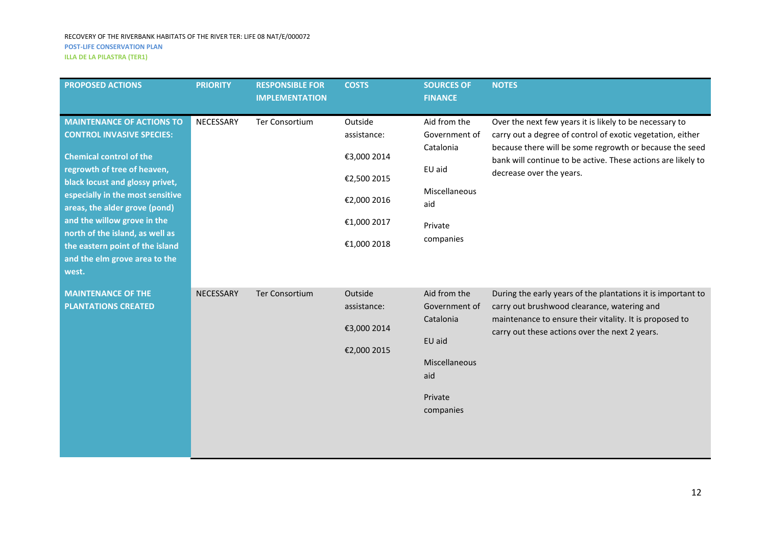| PROPOSED ACTIONS | PRIORITY | RESPONSIBLE FOR IMPLEMENTATION | COSTS | SOURCES OF FINANCE | NOTES |
|---|---|---|---|---|---|
| **MAINTENANCE OF ACTIONS TO CONTROL INVASIVE SPECIES:** **Chemical control of the regrowth of tree of heaven, black locust and glossy privet, especially in the most sensitive areas, the alder grove (pond) and the willow grove in the north of the island, as well as the eastern point of the island and the elm grove area to the west.** | NECESSARY | Ter Consortium | Outside assistance: €3,000 2014 €2,500 2015 €2,000 2016 €1,000 2017 €1,000 2018 | Aid from the Government of Catalonia EU aid Miscellaneous aid Private companies | Over the next few years it is likely to be necessary to carry out a degree of control of exotic vegetation, either because there will be some regrowth or because the seed bank will continue to be active. These actions are likely to decrease over the years. |
| **MAINTENANCE OF THE PLANTATIONS CREATED** | NECESSARY | Ter Consortium | Outside assistance: €3,000 2014 €2,000 2015 | Aid from the Government of Catalonia EU aid Miscellaneous aid Private companies | During the early years of the plantations it is important to carry out brushwood clearance, watering and maintenance to ensure their vitality. It is proposed to carry out these actions over the next 2 years. |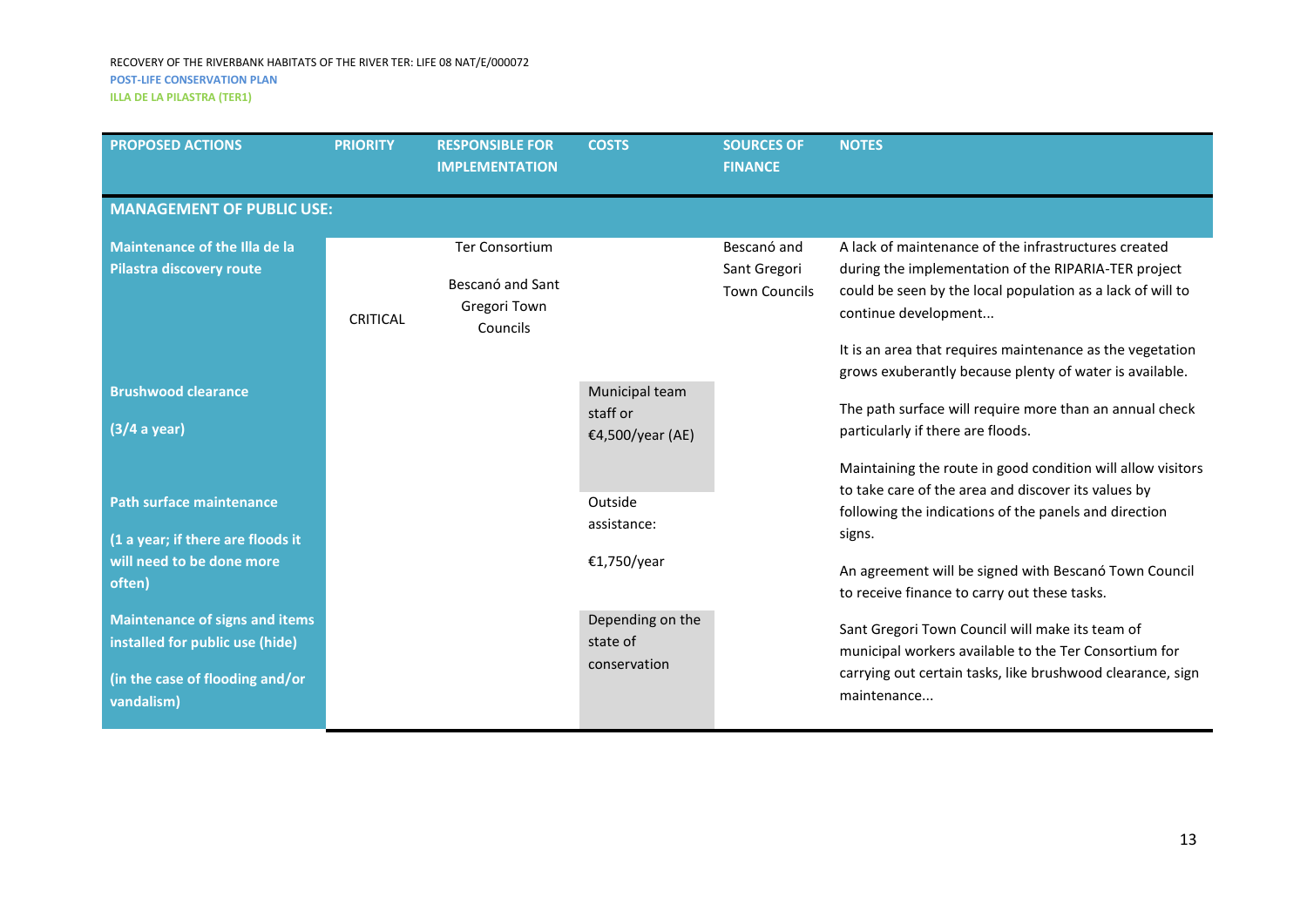| PROPOSED ACTIONS | PRIORITY | RESPONSIBLE FOR IMPLEMENTATION | COSTS | SOURCES OF FINANCE | NOTES |
|---|---|---|---|---|---|
| **MANAGEMENT OF PUBLIC USE:** | | | | | |
| **Maintenance of the Illa de la Pilastra discovery route** | CRITICAL | Ter Consortium<br><br>Bescanó and Sant Gregori Town Councils | | Bescanó and Sant Gregori Town Councils | A lack of maintenance of the infrastructures created during the implementation of the RIPARIA-TER project could be seen by the local population as a lack of will to continue development...<br><br>It is an area that requires maintenance as the vegetation grows exuberantly because plenty of water is available.<br><br>The path surface will require more than an annual check particularly if there are floods.<br><br>Maintaining the route in good condition will allow visitors to take care of the area and discover its values by following the indications of the panels and direction signs.<br><br>An agreement will be signed with Bescanó Town Council to receive finance to carry out these tasks.<br><br>Sant Gregori Town Council will make its team of municipal workers available to the Ter Consortium for carrying out certain tasks, like brushwood clearance, sign maintenance... |
| **Brushwood clearance**<br><br>**(3/4 a year)** | | | Municipal team staff or €4,500/year (AE) | | |
| **Path surface maintenance**<br><br>**(1 a year; if there are floods it will need to be done more often)** | | | Outside assistance:<br><br>€1,750/year | | |
| **Maintenance of signs and items installed for public use (hide)**<br><br>**(in the case of flooding and/or vandalism)** | | | Depending on the state of conservation | | |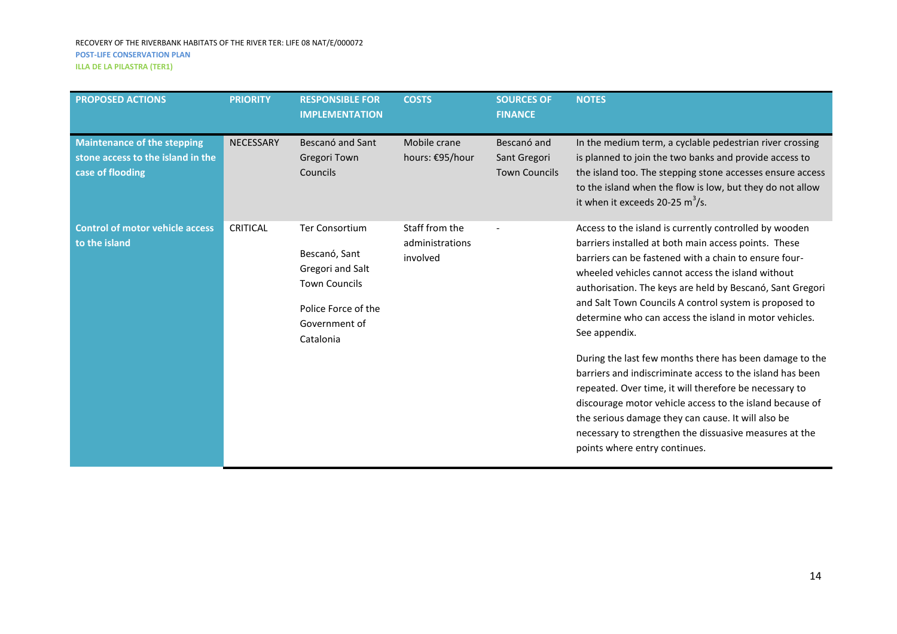| PROPOSED ACTIONS | PRIORITY | RESPONSIBLE FOR IMPLEMENTATION | COSTS | SOURCES OF FINANCE | NOTES |
|---|---|---|---|---|---|
| **Maintenance of the stepping stone access to the island in the case of flooding** | NECESSARY | Bescanó and Sant Gregori Town Councils | Mobile crane hours: €95/hour | Bescanó and Sant Gregori Town Councils | In the medium term, a cyclable pedestrian river crossing is planned to join the two banks and provide access to the island too. The stepping stone accesses ensure access to the island when the flow is low, but they do not allow it when it exceeds 20-25 $m^3/s$. |
| **Control of motor vehicle access to the island** | CRITICAL | Ter Consortium<br><br>Bescanó, Sant Gregori and Salt Town Councils<br><br>Police Force of the Government of Catalonia | Staff from the administrations involved | - | Access to the island is currently controlled by wooden barriers installed at both main access points. These barriers can be fastened with a chain to ensure four-wheeled vehicles cannot access the island without authorisation. The keys are held by Bescanó, Sant Gregori and Salt Town Councils A control system is proposed to determine who can access the island in motor vehicles. See appendix.<br><br>During the last few months there has been damage to the barriers and indiscriminate access to the island has been repeated. Over time, it will therefore be necessary to discourage motor vehicle access to the island because of the serious damage they can cause. It will also be necessary to strengthen the dissuasive measures at the points where entry continues. |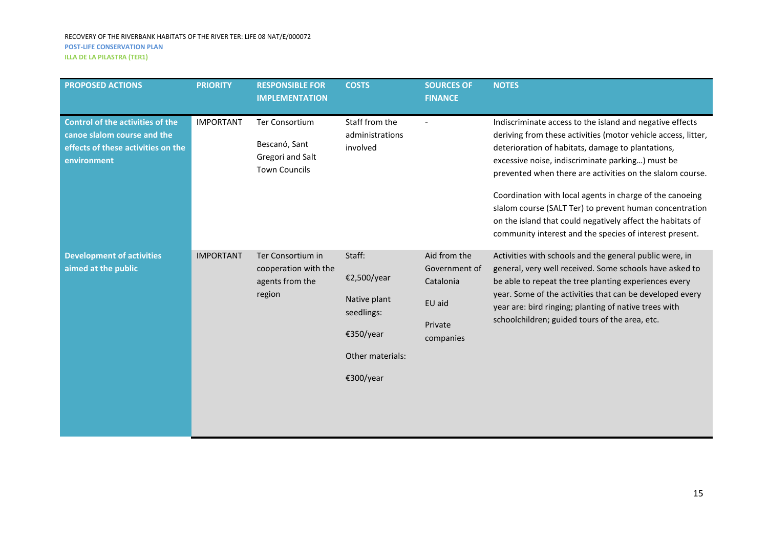| PROPOSED ACTIONS | PRIORITY | RESPONSIBLE FOR IMPLEMENTATION | COSTS | SOURCES OF FINANCE | NOTES |
|---|---|---|---|---|---|
| **Control of the activities of the canoe slalom course and the effects of these activities on the environment** | IMPORTANT | Ter Consortium<br><br>Bescanó, Sant Gregori and Salt Town Councils | Staff from the administrations involved | - | Indiscriminate access to the island and negative effects deriving from these activities (motor vehicle access, litter, deterioration of habitats, damage to plantations, excessive noise, indiscriminate parking…) must be prevented when there are activities on the slalom course.<br><br>Coordination with local agents in charge of the canoeing slalom course (SALT Ter) to prevent human concentration on the island that could negatively affect the habitats of community interest and the species of interest present. |
| **Development of activities aimed at the public** | IMPORTANT | Ter Consortium in cooperation with the agents from the region | Staff:<br><br>€2,500/year<br><br>Native plant seedlings:<br><br>€350/year<br><br>Other materials:<br><br>€300/year | Aid from the Government of Catalonia<br><br>EU aid<br><br>Private companies | Activities with schools and the general public were, in general, very well received. Some schools have asked to be able to repeat the tree planting experiences every year. Some of the activities that can be developed every year are: bird ringing; planting of native trees with schoolchildren; guided tours of the area, etc. |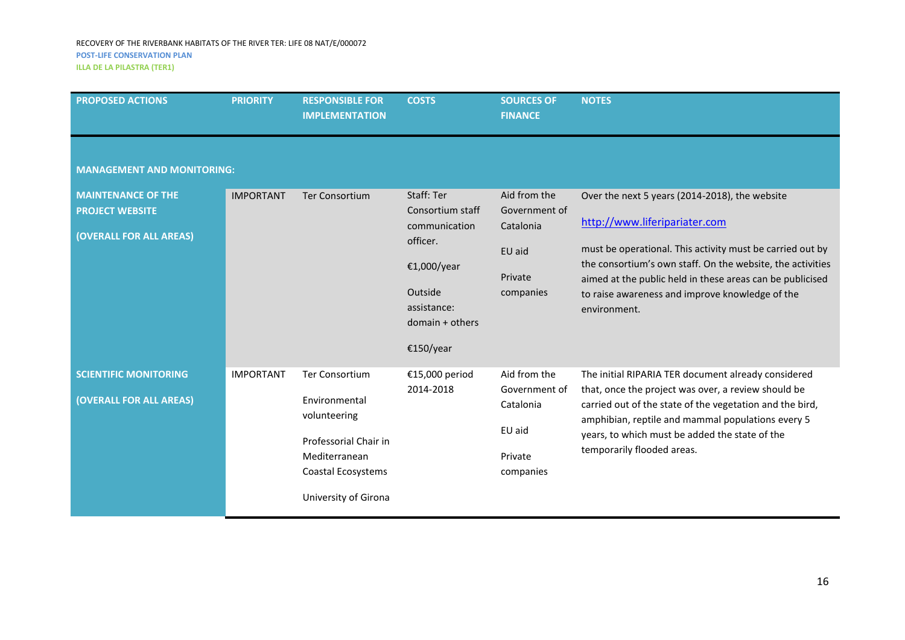| PROPOSED ACTIONS | PRIORITY | RESPONSIBLE FOR IMPLEMENTATION | COSTS | SOURCES OF FINANCE | NOTES |
| --- | --- | --- | --- | --- | --- |
| **MANAGEMENT AND MONITORING:** | | | | | |
| **MAINTENANCE OF THE PROJECT WEBSITE**<br><br>**(OVERALL FOR ALL AREAS)** | IMPORTANT | Ter Consortium | Staff: Ter Consortium staff communication officer.<br><br>€1,000/year<br><br>Outside assistance: domain + others<br><br>€150/year | Aid from the Government of Catalonia<br><br>EU aid<br><br>Private companies | Over the next 5 years (2014-2018), the website<br><br>http://www.liferipariater.com<br><br>must be operational. This activity must be carried out by the consortium's own staff. On the website, the activities aimed at the public held in these areas can be publicised to raise awareness and improve knowledge of the environment. |
| **SCIENTIFIC MONITORING**<br><br>**(OVERALL FOR ALL AREAS)** | IMPORTANT | Ter Consortium<br><br>Environmental volunteering<br><br>Professorial Chair in Mediterranean Coastal Ecosystems<br><br>University of Girona | €15,000 period 2014-2018 | Aid from the Government of Catalonia<br><br>EU aid<br><br>Private companies | The initial RIPARIA TER document already considered that, once the project was over, a review should be carried out of the state of the vegetation and the bird, amphibian, reptile and mammal populations every 5 years, to which must be added the state of the temporarily flooded areas. |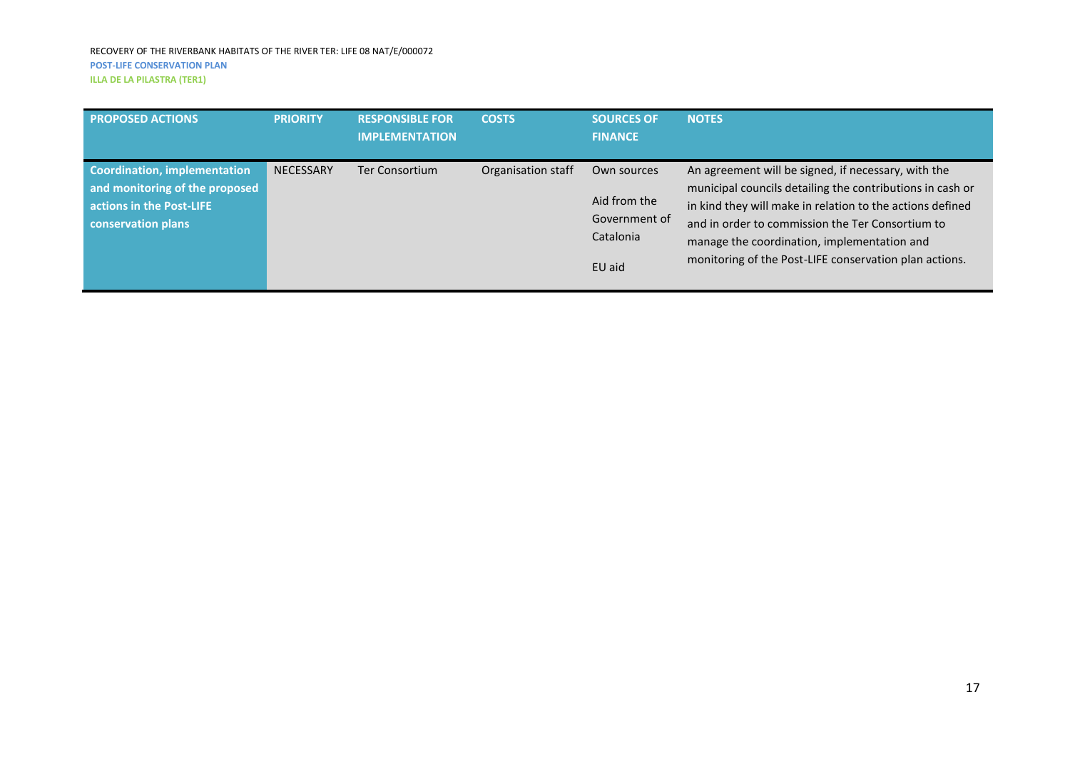| PROPOSED ACTIONS | PRIORITY | RESPONSIBLE FOR IMPLEMENTATION | COSTS | SOURCES OF FINANCE | NOTES |
| --- | --- | --- | --- | --- | --- |
| **Coordination, implementation and monitoring of the proposed actions in the Post-LIFE conservation plans** | NECESSARY | Ter Consortium | Organisation staff | Own sources<br><br>Aid from the Government of Catalonia<br><br>EU aid | An agreement will be signed, if necessary, with the municipal councils detailing the contributions in cash or in kind they will make in relation to the actions defined and in order to commission the Ter Consortium to manage the coordination, implementation and monitoring of the Post-LIFE conservation plan actions. |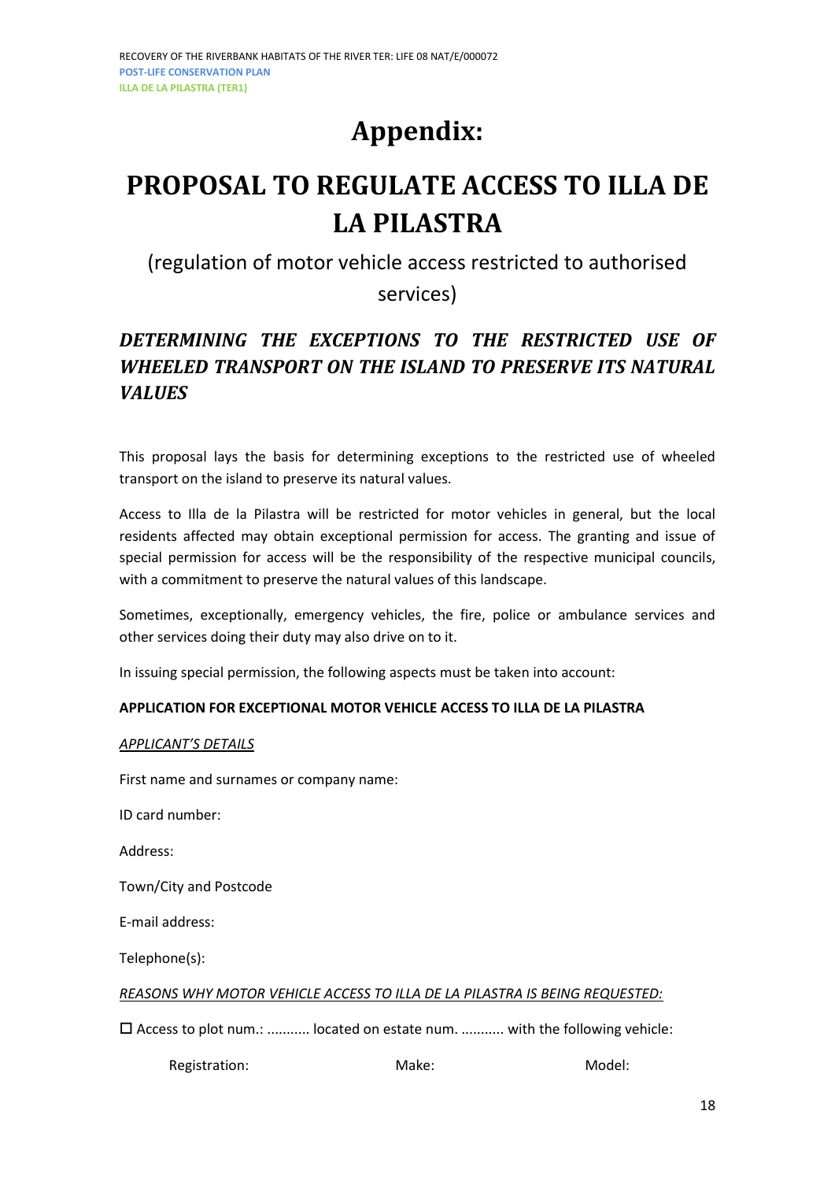# Appendix:

# PROPOSAL TO REGULATE ACCESS TO ILLA DE LA PILASTRA

(regulation of motor vehicle access restricted to authorised services)

## *DETERMINING THE EXCEPTIONS TO THE RESTRICTED USE OF WHEELED TRANSPORT ON THE ISLAND TO PRESERVE ITS NATURAL VALUES*

This proposal lays the basis for determining exceptions to the restricted use of wheeled transport on the island to preserve its natural values.

Access to Illa de la Pilastra will be restricted for motor vehicles in general, but the local residents affected may obtain exceptional permission for access. The granting and issue of special permission for access will be the responsibility of the respective municipal councils, with a commitment to preserve the natural values of this landscape.

Sometimes, exceptionally, emergency vehicles, the fire, police or ambulance services and other services doing their duty may also drive on to it.

In issuing special permission, the following aspects must be taken into account:

**APPLICATION FOR EXCEPTIONAL MOTOR VEHICLE ACCESS TO ILLA DE LA PILASTRA**

*APPLICANT'S DETAILS*

First name and surnames or company name:

ID card number:

Address:

Town/City and Postcode

E-mail address:

Telephone(s):

*REASONS WHY MOTOR VEHICLE ACCESS TO ILLA DE LA PILASTRA IS BEING REQUESTED:*

☐ Access to plot num.: ........... located on estate num. ........... with the following vehicle:

Registration: Make: Model: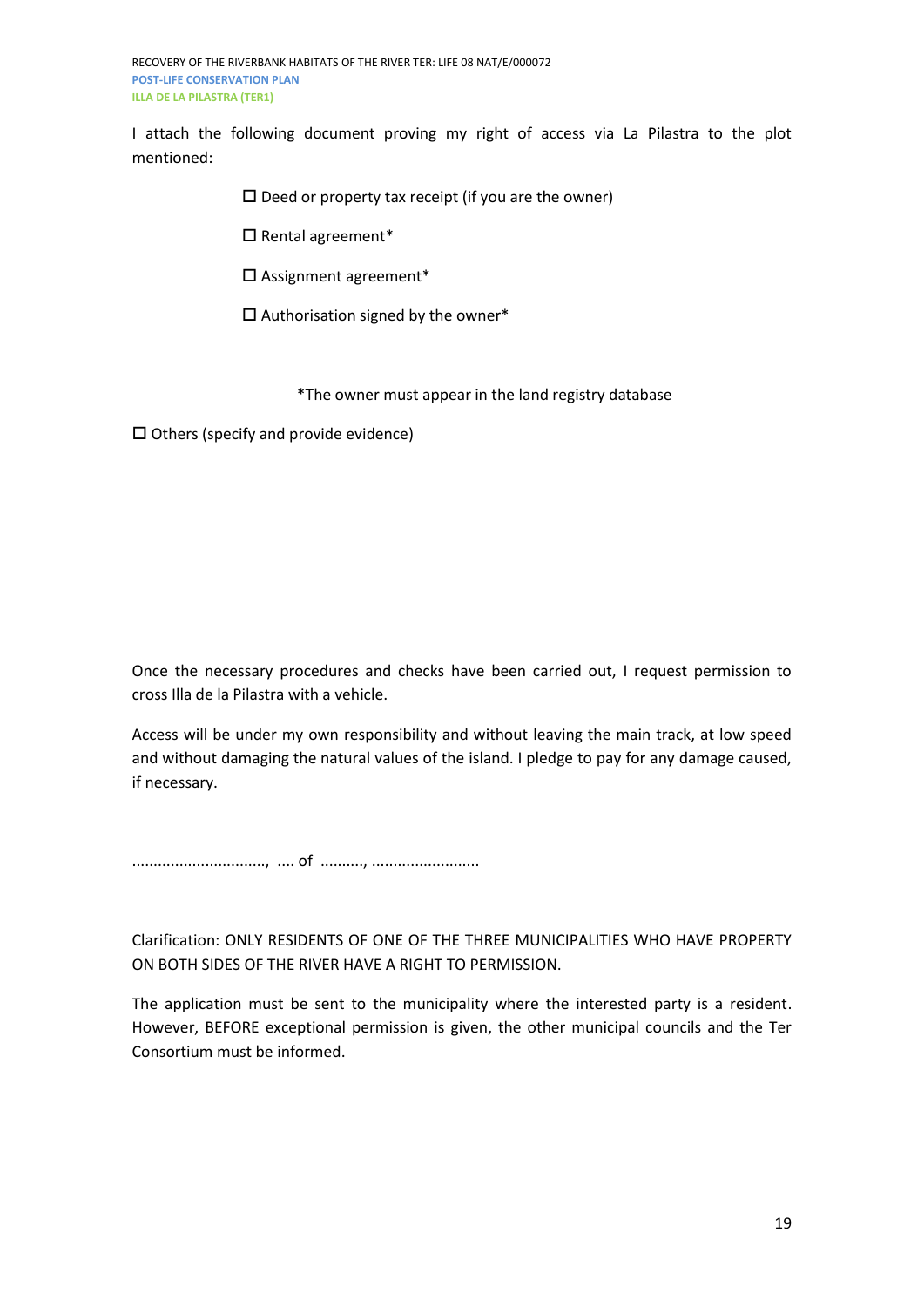I attach the following document proving my right of access via La Pilastra to the plot mentioned:

☐ Deed or property tax receipt (if you are the owner)

☐ Rental agreement*

☐ Assignment agreement*

☐ Authorisation signed by the owner*

*The owner must appear in the land registry database

☐ Others (specify and provide evidence)

Once the necessary procedures and checks have been carried out, I request permission to cross Illa de la Pilastra with a vehicle.

Access will be under my own responsibility and without leaving the main track, at low speed and without damaging the natural values of the island. I pledge to pay for any damage caused, if necessary.

..............................., .... of .........., .........................

Clarification: ONLY RESIDENTS OF ONE OF THE THREE MUNICIPALITIES WHO HAVE PROPERTY ON BOTH SIDES OF THE RIVER HAVE A RIGHT TO PERMISSION.

The application must be sent to the municipality where the interested party is a resident. However, BEFORE exceptional permission is given, the other municipal councils and the Ter Consortium must be informed.